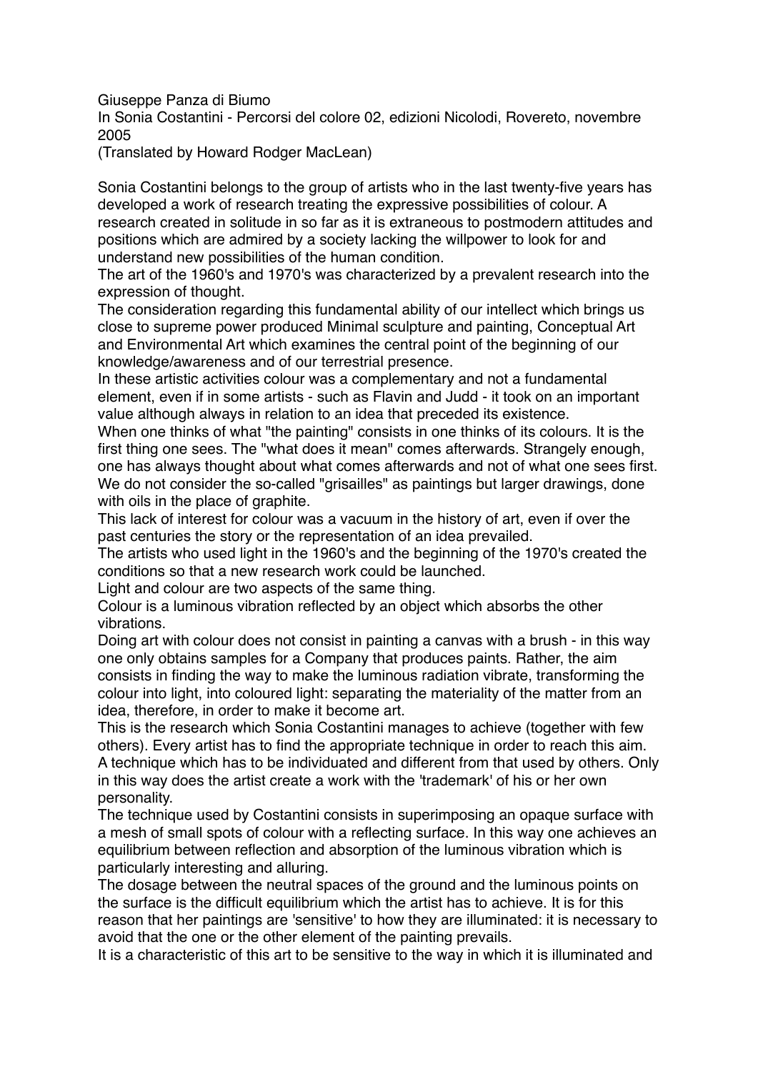Giuseppe Panza di Biumo
In Sonia Costantini - Percorsi del colore 02, edizioni Nicolodi, Rovereto, novembre 2005
(Translated by Howard Rodger MacLean)

Sonia Costantini belongs to the group of artists who in the last twenty-five years has developed a work of research treating the expressive possibilities of colour. A research created in solitude in so far as it is extraneous to postmodern attitudes and positions which are admired by a society lacking the willpower to look for and understand new possibilities of the human condition.

The art of the 1960's and 1970's was characterized by a prevalent research into the expression of thought.

The consideration regarding this fundamental ability of our intellect which brings us close to supreme power produced Minimal sculpture and painting, Conceptual Art and Environmental Art which examines the central point of the beginning of our knowledge/awareness and of our terrestrial presence.

In these artistic activities colour was a complementary and not a fundamental element, even if in some artists - such as Flavin and Judd - it took on an important value although always in relation to an idea that preceded its existence.

When one thinks of what "the painting" consists in one thinks of its colours. It is the first thing one sees. The "what does it mean" comes afterwards. Strangely enough, one has always thought about what comes afterwards and not of what one sees first. We do not consider the so-called "grisailles" as paintings but larger drawings, done with oils in the place of graphite.

This lack of interest for colour was a vacuum in the history of art, even if over the past centuries the story or the representation of an idea prevailed.

The artists who used light in the 1960's and the beginning of the 1970's created the conditions so that a new research work could be launched.

Light and colour are two aspects of the same thing.

Colour is a luminous vibration reflected by an object which absorbs the other vibrations.

Doing art with colour does not consist in painting a canvas with a brush - in this way one only obtains samples for a Company that produces paints. Rather, the aim consists in finding the way to make the luminous radiation vibrate, transforming the colour into light, into coloured light: separating the materiality of the matter from an idea, therefore, in order to make it become art.

This is the research which Sonia Costantini manages to achieve (together with few others). Every artist has to find the appropriate technique in order to reach this aim. A technique which has to be individuated and different from that used by others. Only in this way does the artist create a work with the 'trademark' of his or her own personality.

The technique used by Costantini consists in superimposing an opaque surface with a mesh of small spots of colour with a reflecting surface. In this way one achieves an equilibrium between reflection and absorption of the luminous vibration which is particularly interesting and alluring.

The dosage between the neutral spaces of the ground and the luminous points on the surface is the difficult equilibrium which the artist has to achieve. It is for this reason that her paintings are 'sensitive' to how they are illuminated: it is necessary to avoid that the one or the other element of the painting prevails.

It is a characteristic of this art to be sensitive to the way in which it is illuminated and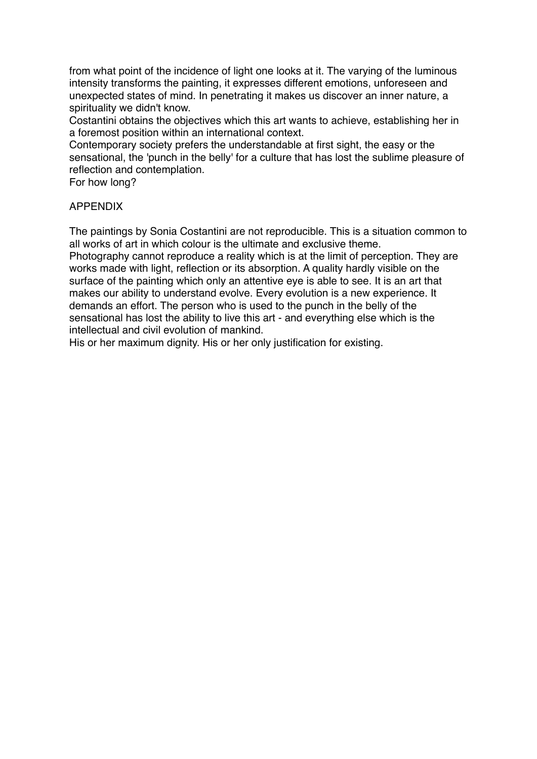from what point of the incidence of light one looks at it. The varying of the luminous intensity transforms the painting, it expresses different emotions, unforeseen and unexpected states of mind. In penetrating it makes us discover an inner nature, a spirituality we didn't know.

Costantini obtains the objectives which this art wants to achieve, establishing her in a foremost position within an international context.

Contemporary society prefers the understandable at first sight, the easy or the sensational, the 'punch in the belly' for a culture that has lost the sublime pleasure of reflection and contemplation.

For how long?

## APPENDIX

The paintings by Sonia Costantini are not reproducible. This is a situation common to all works of art in which colour is the ultimate and exclusive theme.

Photography cannot reproduce a reality which is at the limit of perception. They are works made with light, reflection or its absorption. A quality hardly visible on the surface of the painting which only an attentive eye is able to see. It is an art that makes our ability to understand evolve. Every evolution is a new experience. It demands an effort. The person who is used to the punch in the belly of the sensational has lost the ability to live this art - and everything else which is the intellectual and civil evolution of mankind.

His or her maximum dignity. His or her only justification for existing.